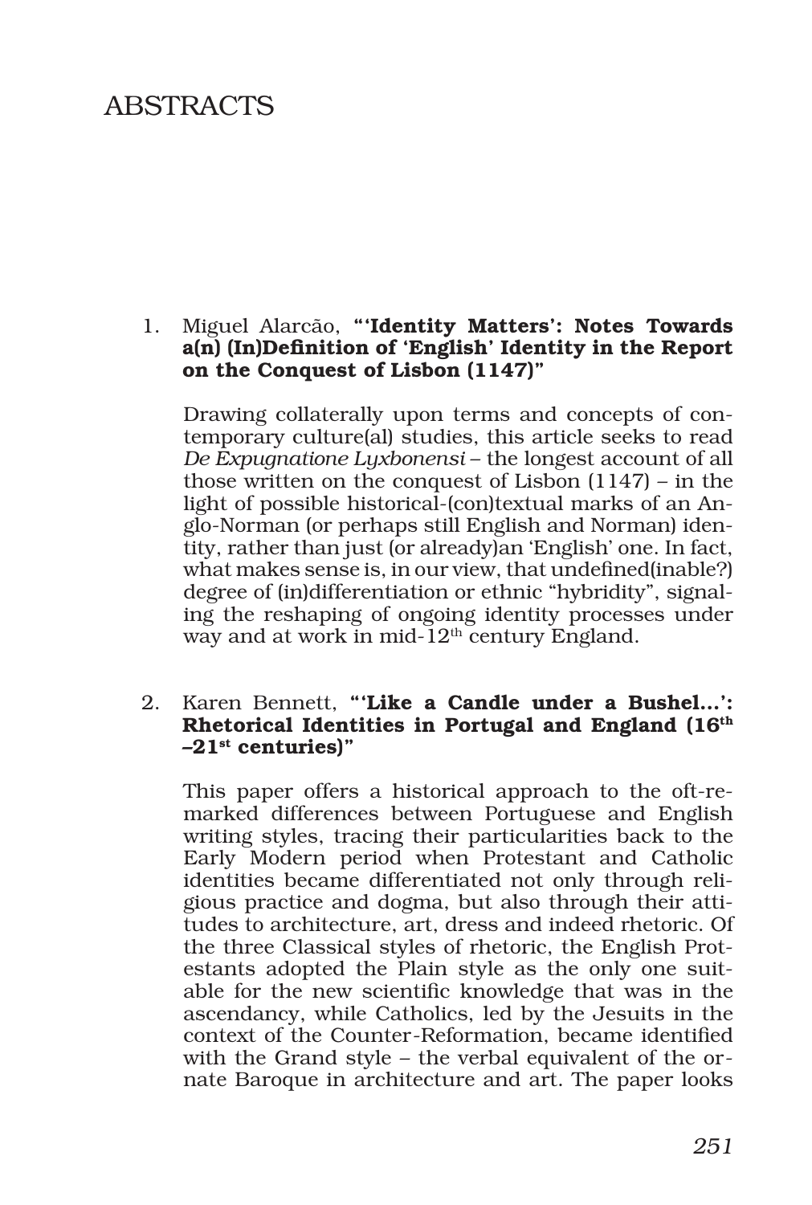# ABSTRACTS

1. Miguel Alarcão, **"'Identity Matters': Notes Towards a(n) (In)Definition of 'English' Identity in the Report on the Conquest of Lisbon (1147)"**

   Drawing collaterally upon terms and concepts of contemporary culture(al) studies, this article seeks to read *De Expugnatione Lyxbonensi* – the longest account of all those written on the conquest of Lisbon (1147) – in the light of possible historical-(con)textual marks of an Anglo-Norman (or perhaps still English and Norman) identity, rather than just (or already)an 'English' one. In fact, what makes sense is, in our view, that undefined(inable?) degree of (in)differentiation or ethnic "hybridity", signaling the reshaping of ongoing identity processes under way and at work in mid-12th century England.

2. Karen Bennett, **"'Like a Candle under a Bushel…': Rhetorical Identities in Portugal and England (16th –21st centuries)"**

   This paper offers a historical approach to the oft-remarked differences between Portuguese and English writing styles, tracing their particularities back to the Early Modern period when Protestant and Catholic identities became differentiated not only through religious practice and dogma, but also through their attitudes to architecture, art, dress and indeed rhetoric. Of the three Classical styles of rhetoric, the English Protestants adopted the Plain style as the only one suitable for the new scientific knowledge that was in the ascendancy, while Catholics, led by the Jesuits in the context of the Counter-Reformation, became identified with the Grand style – the verbal equivalent of the ornate Baroque in architecture and art. The paper looks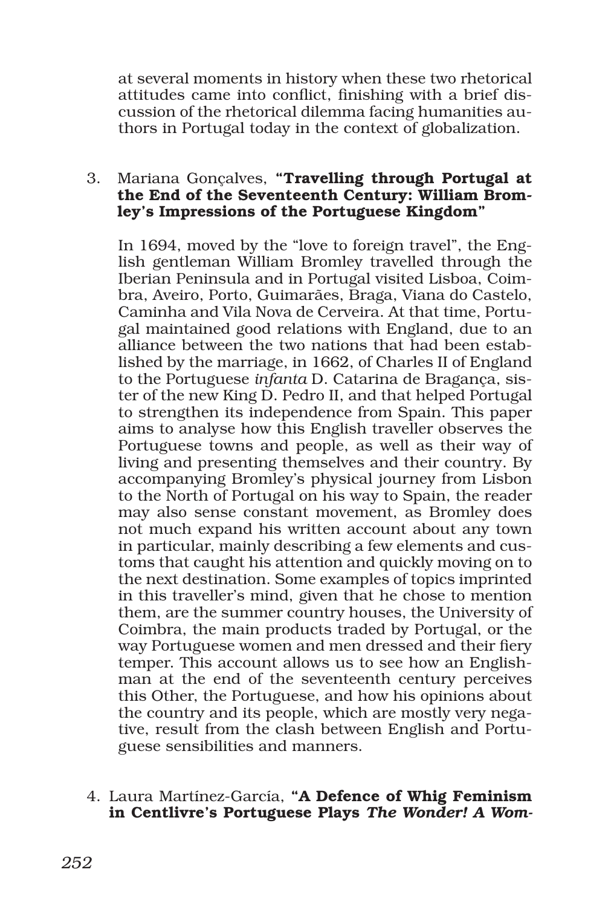at several moments in history when these two rhetorical attitudes came into conflict, finishing with a brief discussion of the rhetorical dilemma facing humanities authors in Portugal today in the context of globalization.

3. Mariana Gonçalves, **"Travelling through Portugal at the End of the Seventeenth Century: William Bromley's Impressions of the Portuguese Kingdom"**

   In 1694, moved by the "love to foreign travel", the English gentleman William Bromley travelled through the Iberian Peninsula and in Portugal visited Lisboa, Coimbra, Aveiro, Porto, Guimarães, Braga, Viana do Castelo, Caminha and Vila Nova de Cerveira. At that time, Portugal maintained good relations with England, due to an alliance between the two nations that had been established by the marriage, in 1662, of Charles II of England to the Portuguese *infanta* D. Catarina de Bragança, sister of the new King D. Pedro II, and that helped Portugal to strengthen its independence from Spain. This paper aims to analyse how this English traveller observes the Portuguese towns and people, as well as their way of living and presenting themselves and their country. By accompanying Bromley's physical journey from Lisbon to the North of Portugal on his way to Spain, the reader may also sense constant movement, as Bromley does not much expand his written account about any town in particular, mainly describing a few elements and customs that caught his attention and quickly moving on to the next destination. Some examples of topics imprinted in this traveller's mind, given that he chose to mention them, are the summer country houses, the University of Coimbra, the main products traded by Portugal, or the way Portuguese women and men dressed and their fiery temper. This account allows us to see how an Englishman at the end of the seventeenth century perceives this Other, the Portuguese, and how his opinions about the country and its people, which are mostly very negative, result from the clash between English and Portuguese sensibilities and manners.

4. Laura Martínez-García, **"A Defence of Whig Feminism in Centlivre's Portuguese Plays *The Wonder! A Wom-***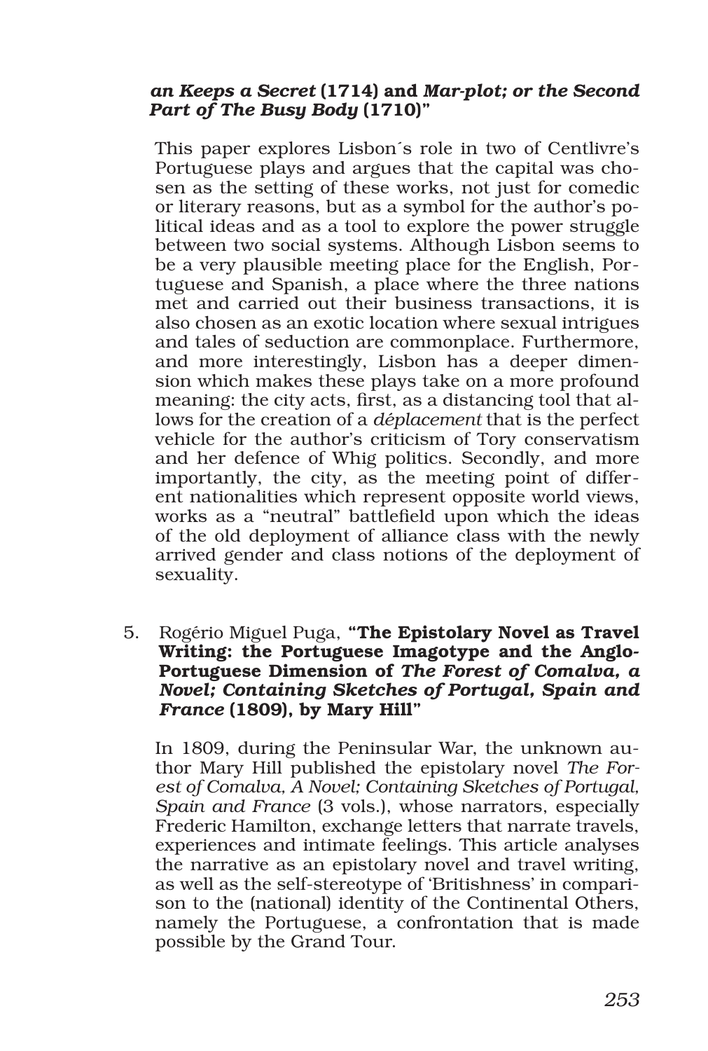***an Keeps a Secret* (1714) and *Mar-plot; or the Second Part of The Busy Body* (1710)"**

This paper explores Lisbon´s role in two of Centlivre's Portuguese plays and argues that the capital was chosen as the setting of these works, not just for comedic or literary reasons, but as a symbol for the author's political ideas and as a tool to explore the power struggle between two social systems. Although Lisbon seems to be a very plausible meeting place for the English, Portuguese and Spanish, a place where the three nations met and carried out their business transactions, it is also chosen as an exotic location where sexual intrigues and tales of seduction are commonplace. Furthermore, and more interestingly, Lisbon has a deeper dimension which makes these plays take on a more profound meaning: the city acts, first, as a distancing tool that allows for the creation of a *déplacement* that is the perfect vehicle for the author's criticism of Tory conservatism and her defence of Whig politics. Secondly, and more importantly, the city, as the meeting point of different nationalities which represent opposite world views, works as a "neutral" battlefield upon which the ideas of the old deployment of alliance class with the newly arrived gender and class notions of the deployment of sexuality.

5. Rogério Miguel Puga, **"The Epistolary Novel as Travel Writing: the Portuguese Imagotype and the Anglo-Portuguese Dimension of *The Forest of Comalva, a Novel; Containing Sketches of Portugal, Spain and France* (1809), by Mary Hill"**

   In 1809, during the Peninsular War, the unknown author Mary Hill published the epistolary novel *The Forest of Comalva, A Novel; Containing Sketches of Portugal, Spain and France* (3 vols.), whose narrators, especially Frederic Hamilton, exchange letters that narrate travels, experiences and intimate feelings. This article analyses the narrative as an epistolary novel and travel writing, as well as the self-stereotype of 'Britishness' in comparison to the (national) identity of the Continental Others, namely the Portuguese, a confrontation that is made possible by the Grand Tour.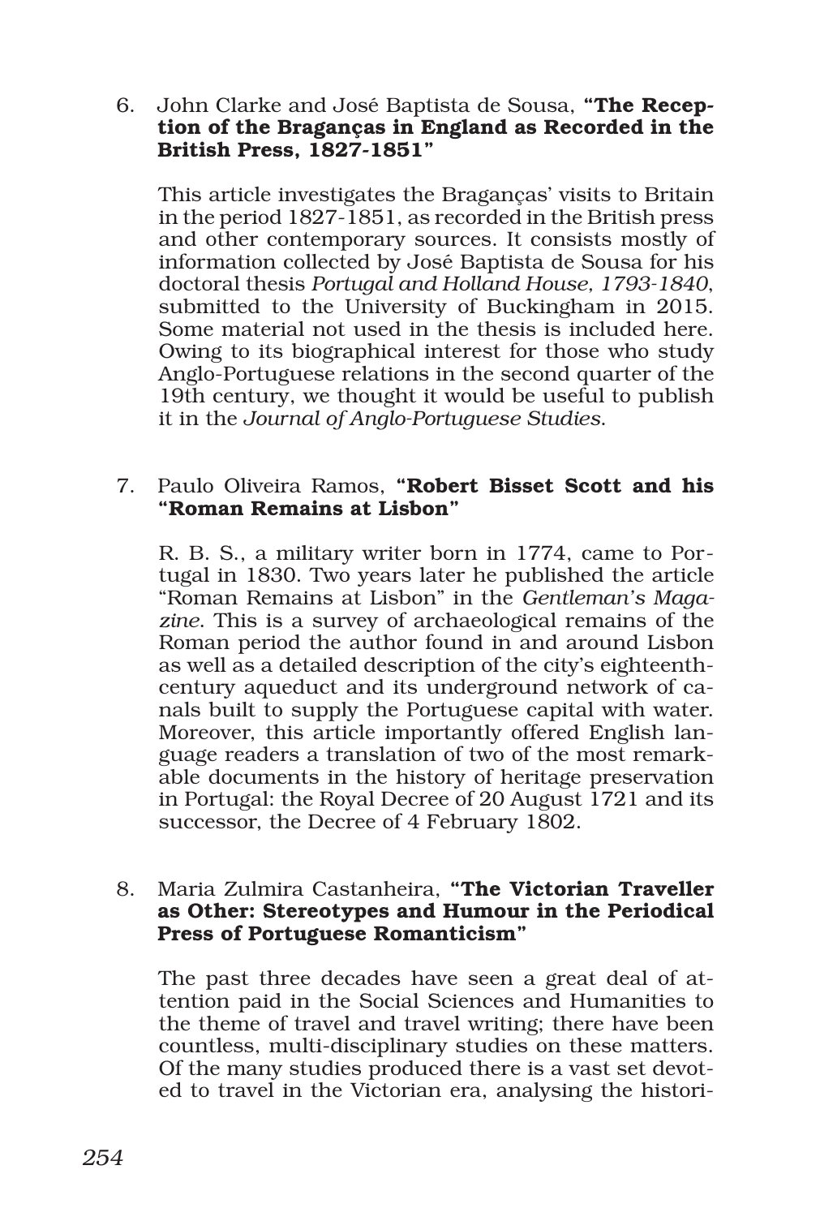6. John Clarke and José Baptista de Sousa, **"The Reception of the Braganças in England as Recorded in the British Press, 1827-1851"**

   This article investigates the Braganças' visits to Britain in the period 1827-1851, as recorded in the British press and other contemporary sources. It consists mostly of information collected by José Baptista de Sousa for his doctoral thesis *Portugal and Holland House, 1793-1840*, submitted to the University of Buckingham in 2015. Some material not used in the thesis is included here. Owing to its biographical interest for those who study Anglo-Portuguese relations in the second quarter of the 19th century, we thought it would be useful to publish it in the *Journal of Anglo-Portuguese Studies*.

7. Paulo Oliveira Ramos, **"Robert Bisset Scott and his "Roman Remains at Lisbon"**

   R. B. S., a military writer born in 1774, came to Portugal in 1830. Two years later he published the article "Roman Remains at Lisbon" in the *Gentleman's Magazine*. This is a survey of archaeological remains of the Roman period the author found in and around Lisbon as well as a detailed description of the city's eighteenth-century aqueduct and its underground network of canals built to supply the Portuguese capital with water. Moreover, this article importantly offered English language readers a translation of two of the most remarkable documents in the history of heritage preservation in Portugal: the Royal Decree of 20 August 1721 and its successor, the Decree of 4 February 1802.

8. Maria Zulmira Castanheira, **"The Victorian Traveller as Other: Stereotypes and Humour in the Periodical Press of Portuguese Romanticism"**

   The past three decades have seen a great deal of attention paid in the Social Sciences and Humanities to the theme of travel and travel writing; there have been countless, multi-disciplinary studies on these matters. Of the many studies produced there is a vast set devoted to travel in the Victorian era, analysing the histori-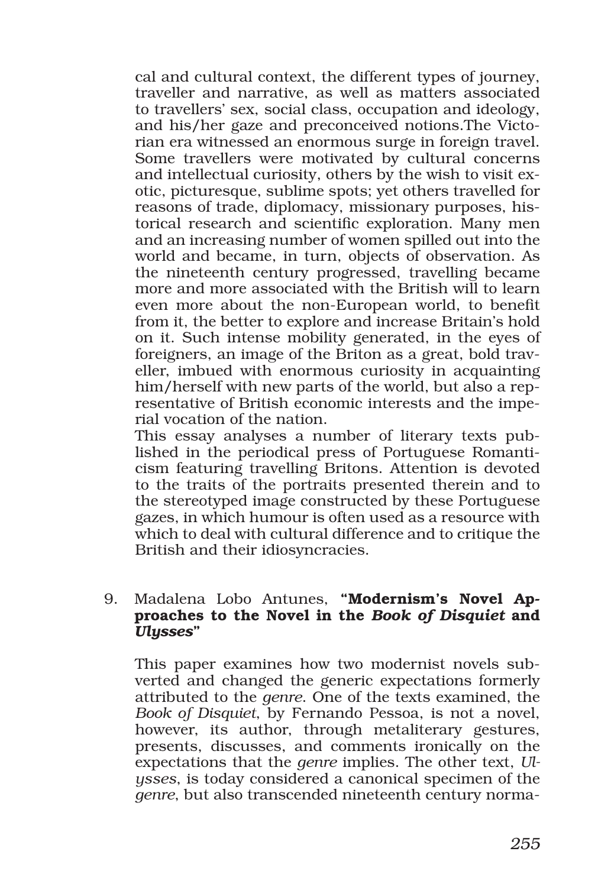cal and cultural context, the different types of journey, traveller and narrative, as well as matters associated to travellers' sex, social class, occupation and ideology, and his/her gaze and preconceived notions.The Victorian era witnessed an enormous surge in foreign travel. Some travellers were motivated by cultural concerns and intellectual curiosity, others by the wish to visit exotic, picturesque, sublime spots; yet others travelled for reasons of trade, diplomacy, missionary purposes, historical research and scientific exploration. Many men and an increasing number of women spilled out into the world and became, in turn, objects of observation. As the nineteenth century progressed, travelling became more and more associated with the British will to learn even more about the non-European world, to benefit from it, the better to explore and increase Britain's hold on it. Such intense mobility generated, in the eyes of foreigners, an image of the Briton as a great, bold traveller, imbued with enormous curiosity in acquainting him/herself with new parts of the world, but also a representative of British economic interests and the imperial vocation of the nation.

This essay analyses a number of literary texts published in the periodical press of Portuguese Romanticism featuring travelling Britons. Attention is devoted to the traits of the portraits presented therein and to the stereotyped image constructed by these Portuguese gazes, in which humour is often used as a resource with which to deal with cultural difference and to critique the British and their idiosyncracies.

9. Madalena Lobo Antunes, **"Modernism's Novel Approaches to the Novel in the *Book of Disquiet* and *Ulysses*"**

This paper examines how two modernist novels subverted and changed the generic expectations formerly attributed to the *genre*. One of the texts examined, the *Book of Disquiet*, by Fernando Pessoa, is not a novel, however, its author, through metaliterary gestures, presents, discusses, and comments ironically on the expectations that the *genre* implies. The other text, *Ulysses*, is today considered a canonical specimen of the *genre*, but also transcended nineteenth century norma-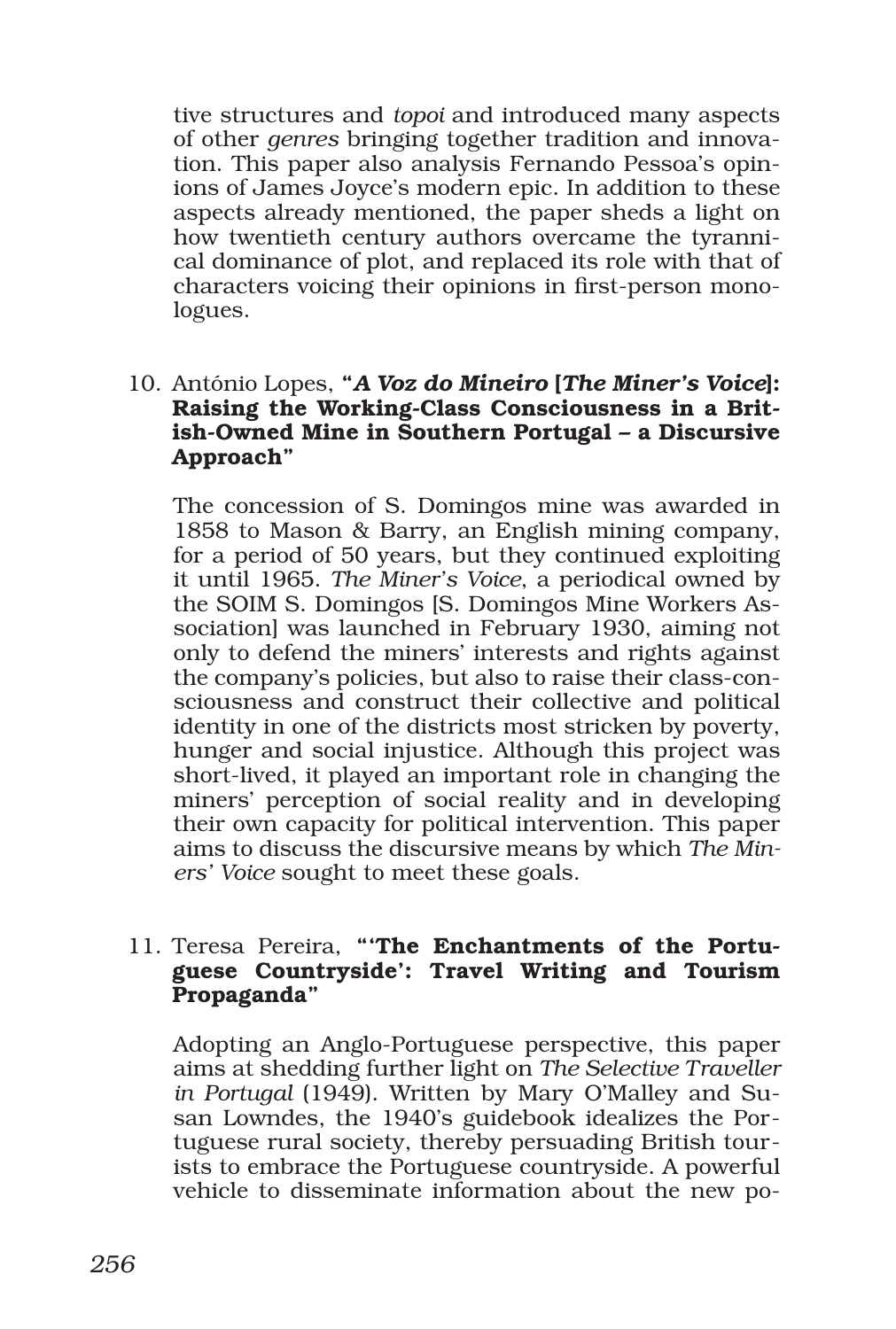tive structures and *topoi* and introduced many aspects of other *genres* bringing together tradition and innovation. This paper also analysis Fernando Pessoa's opinions of James Joyce's modern epic. In addition to these aspects already mentioned, the paper sheds a light on how twentieth century authors overcame the tyrannical dominance of plot, and replaced its role with that of characters voicing their opinions in first-person monologues.

10. António Lopes, **"*A Voz do Mineiro* [*The Miner's Voice*]: Raising the Working-Class Consciousness in a British-Owned Mine in Southern Portugal – a Discursive Approach"**

    The concession of S. Domingos mine was awarded in 1858 to Mason & Barry, an English mining company, for a period of 50 years, but they continued exploiting it until 1965. *The Miner's Voice*, a periodical owned by the SOIM S. Domingos [S. Domingos Mine Workers Association] was launched in February 1930, aiming not only to defend the miners' interests and rights against the company's policies, but also to raise their class-consciousness and construct their collective and political identity in one of the districts most stricken by poverty, hunger and social injustice. Although this project was short-lived, it played an important role in changing the miners' perception of social reality and in developing their own capacity for political intervention. This paper aims to discuss the discursive means by which *The Miners' Voice* sought to meet these goals.

11. Teresa Pereira, **"'The Enchantments of the Portuguese Countryside': Travel Writing and Tourism Propaganda"**

    Adopting an Anglo-Portuguese perspective, this paper aims at shedding further light on *The Selective Traveller in Portugal* (1949). Written by Mary O'Malley and Susan Lowndes, the 1940's guidebook idealizes the Portuguese rural society, thereby persuading British tourists to embrace the Portuguese countryside. A powerful vehicle to disseminate information about the new po-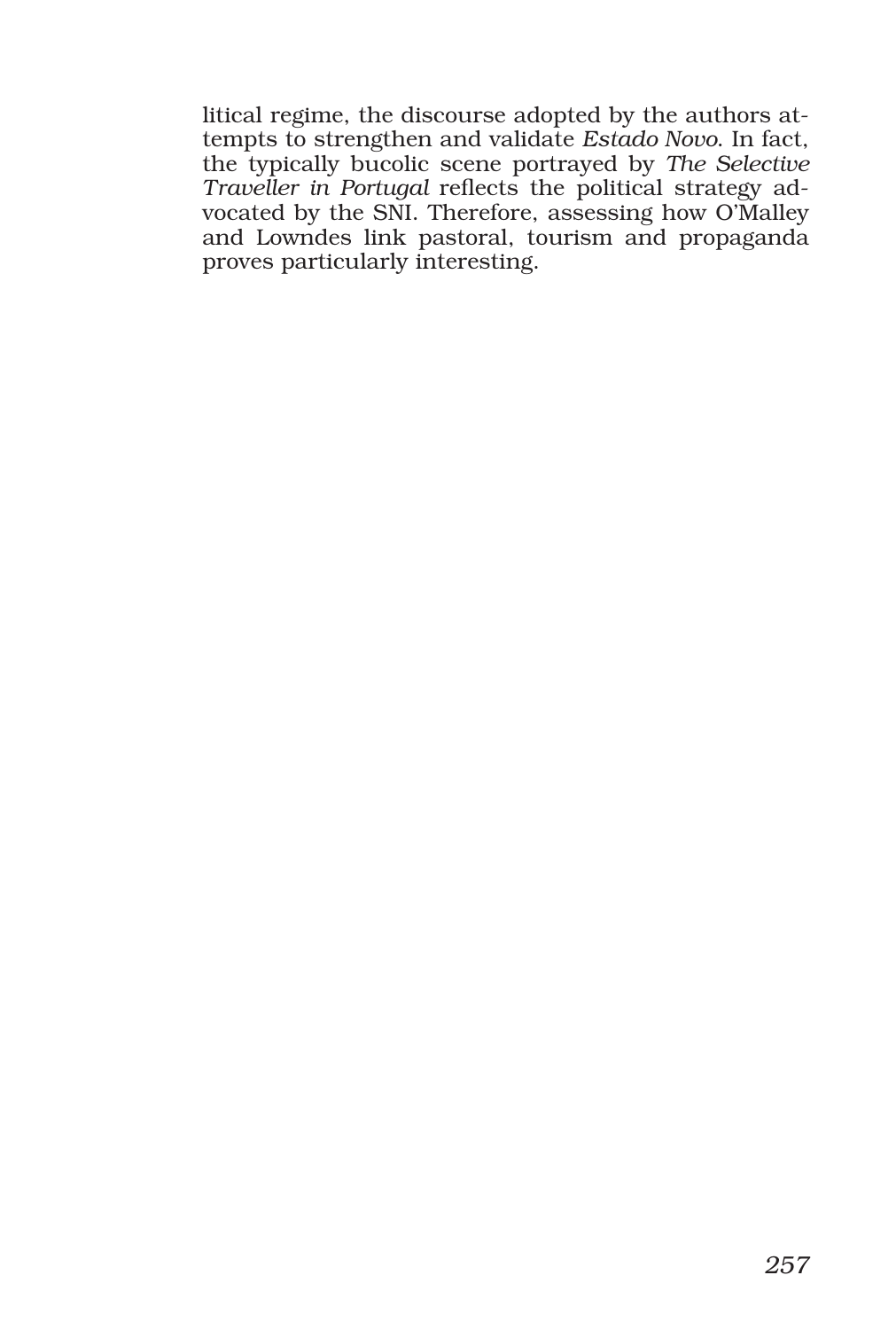litical regime, the discourse adopted by the authors attempts to strengthen and validate *Estado Novo*. In fact, the typically bucolic scene portrayed by *The Selective Traveller in Portugal* reflects the political strategy advocated by the SNI. Therefore, assessing how O'Malley and Lowndes link pastoral, tourism and propaganda proves particularly interesting.